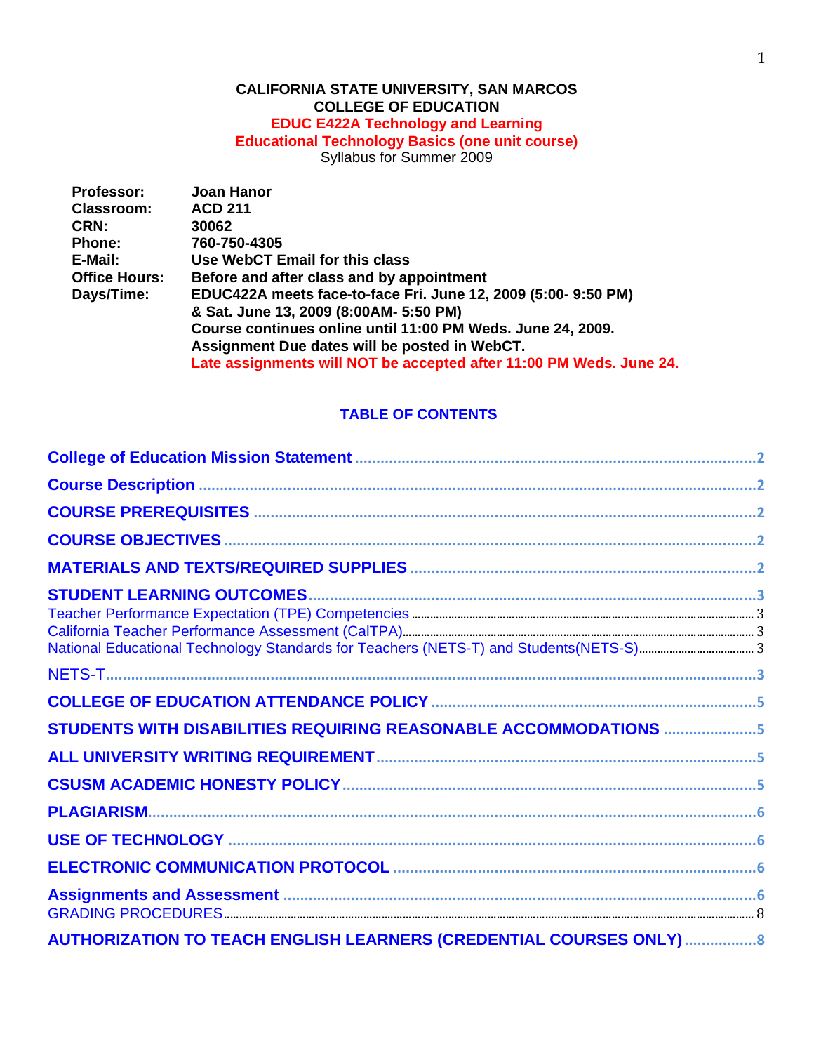**CALIFORNIA STATE UNIVERSITY, SAN MARCOS**
**COLLEGE OF EDUCATION**
**EDUC E422A Technology and Learning**
**Educational Technology Basics (one unit course)**
Syllabus for Summer 2009

| | |
|---|---|
| **Professor:** | **Joan Hanor** |
| **Classroom:** | **ACD 211** |
| **CRN:** | **30062** |
| **Phone:** | **760-750-4305** |
| **E-Mail:** | **Use WebCT Email for this class** |
| **Office Hours:** | **Before and after class and by appointment** |
| **Days/Time:** | **EDUC422A meets face-to-face Fri. June 12, 2009 (5:00- 9:50 PM) & Sat. June 13, 2009 (8:00AM- 5:50 PM)**<br>**Course continues online until 11:00 PM Weds. June 24, 2009.**<br>**Assignment Due dates will be posted in WebCT.**<br>**Late assignments will NOT be accepted after 11:00 PM Weds. June 24.** |

## TABLE OF CONTENTS

**College of Education Mission Statement** ..... 2
**Course Description** ..... 2
**COURSE PREREQUISITES** ..... 2
**COURSE OBJECTIVES** ..... 2
**MATERIALS AND TEXTS/REQUIRED SUPPLIES** ..... 2
**STUDENT LEARNING OUTCOMES** ..... 3
- Teacher Performance Expectation (TPE) Competencies ..... 3
- California Teacher Performance Assessment (CalTPA) ..... 3
- National Educational Technology Standards for Teachers (NETS-T) and Students(NETS-S) ..... 3

NETS-T ..... 3
**COLLEGE OF EDUCATION ATTENDANCE POLICY** ..... 5
**STUDENTS WITH DISABILITIES REQUIRING REASONABLE ACCOMMODATIONS** ..... 5
**ALL UNIVERSITY WRITING REQUIREMENT** ..... 5
**CSUSM ACADEMIC HONESTY POLICY** ..... 5
**PLAGIARISM** ..... 6
**USE OF TECHNOLOGY** ..... 6
**ELECTRONIC COMMUNICATION PROTOCOL** ..... 6
**Assignments and Assessment** ..... 6
- GRADING PROCEDURES ..... 8

**AUTHORIZATION TO TEACH ENGLISH LEARNERS (CREDENTIAL COURSES ONLY)** ..... 8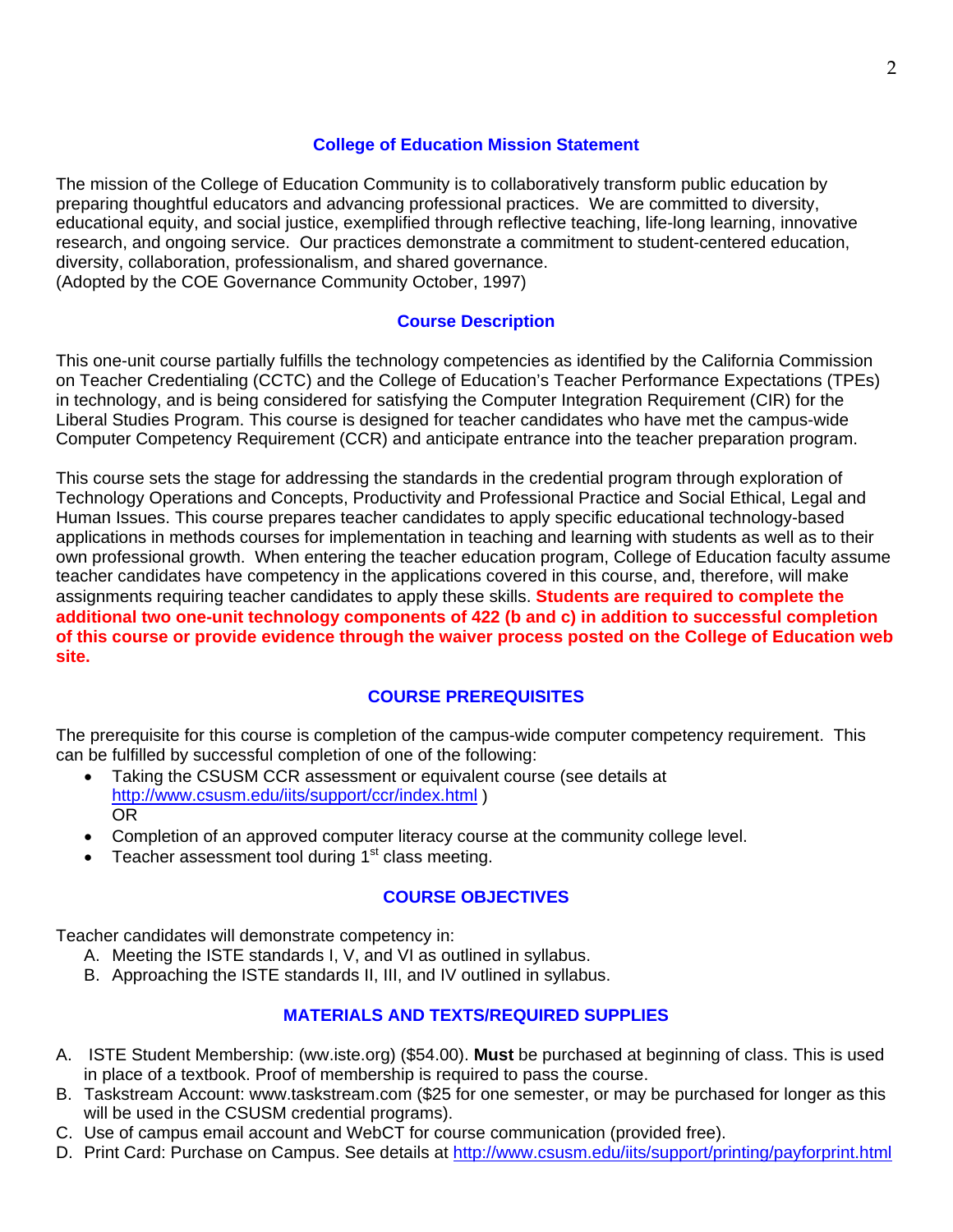## College of Education Mission Statement

The mission of the College of Education Community is to collaboratively transform public education by preparing thoughtful educators and advancing professional practices. We are committed to diversity, educational equity, and social justice, exemplified through reflective teaching, life-long learning, innovative research, and ongoing service. Our practices demonstrate a commitment to student-centered education, diversity, collaboration, professionalism, and shared governance.
(Adopted by the COE Governance Community October, 1997)

## Course Description

This one-unit course partially fulfills the technology competencies as identified by the California Commission on Teacher Credentialing (CCTC) and the College of Education's Teacher Performance Expectations (TPEs) in technology, and is being considered for satisfying the Computer Integration Requirement (CIR) for the Liberal Studies Program. This course is designed for teacher candidates who have met the campus-wide Computer Competency Requirement (CCR) and anticipate entrance into the teacher preparation program.

This course sets the stage for addressing the standards in the credential program through exploration of Technology Operations and Concepts, Productivity and Professional Practice and Social Ethical, Legal and Human Issues. This course prepares teacher candidates to apply specific educational technology-based applications in methods courses for implementation in teaching and learning with students as well as to their own professional growth. When entering the teacher education program, College of Education faculty assume teacher candidates have competency in the applications covered in this course, and, therefore, will make assignments requiring teacher candidates to apply these skills. **Students are required to complete the additional two one-unit technology components of 422 (b and c) in addition to successful completion of this course or provide evidence through the waiver process posted on the College of Education web site.**

## COURSE PREREQUISITES

The prerequisite for this course is completion of the campus-wide computer competency requirement. This can be fulfilled by successful completion of one of the following:

- Taking the CSUSM CCR assessment or equivalent course (see details at http://www.csusm.edu/iits/support/ccr/index.html )
  OR
- Completion of an approved computer literacy course at the community college level.
- Teacher assessment tool during 1st class meeting.

## COURSE OBJECTIVES

Teacher candidates will demonstrate competency in:

A. Meeting the ISTE standards I, V, and VI as outlined in syllabus.
B. Approaching the ISTE standards II, III, and IV outlined in syllabus.

## MATERIALS AND TEXTS/REQUIRED SUPPLIES

A. ISTE Student Membership: (ww.iste.org) ($54.00). **Must** be purchased at beginning of class. This is used in place of a textbook. Proof of membership is required to pass the course.
B. Taskstream Account: www.taskstream.com ($25 for one semester, or may be purchased for longer as this will be used in the CSUSM credential programs).
C. Use of campus email account and WebCT for course communication (provided free).
D. Print Card: Purchase on Campus. See details at http://www.csusm.edu/iits/support/printing/payforprint.html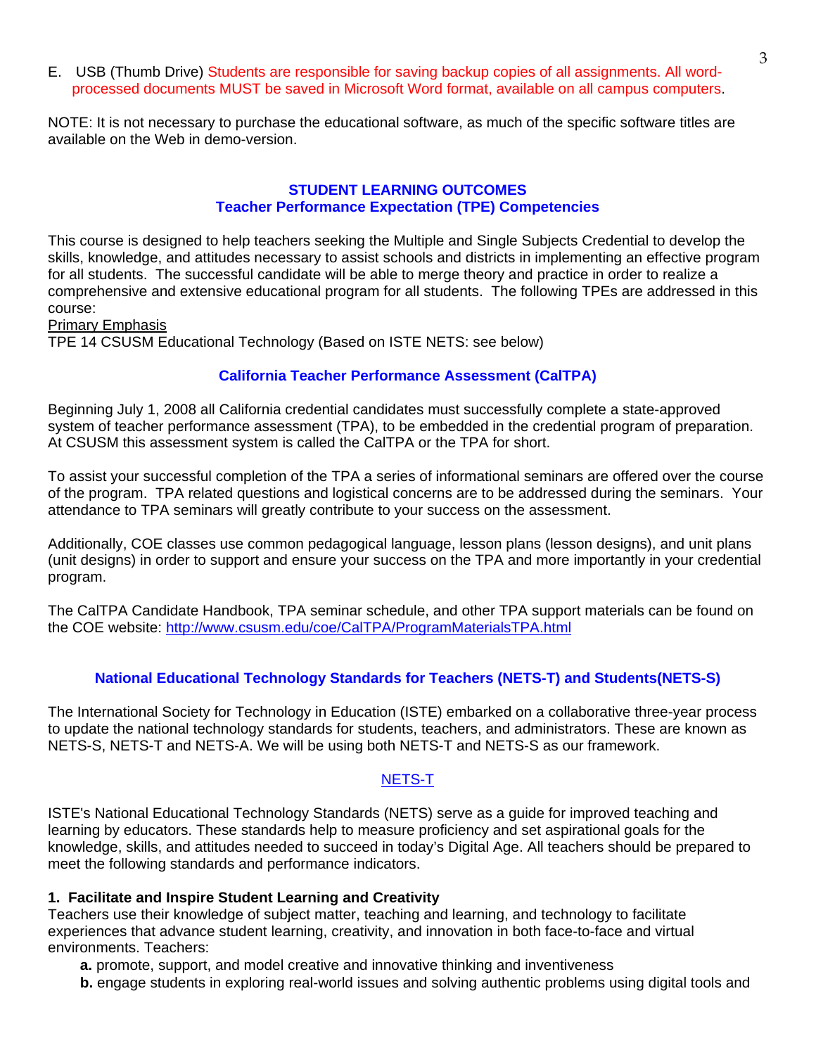E. USB (Thumb Drive) Students are responsible for saving backup copies of all assignments. All word-processed documents MUST be saved in Microsoft Word format, available on all campus computers.

NOTE: It is not necessary to purchase the educational software, as much of the specific software titles are available on the Web in demo-version.

## STUDENT LEARNING OUTCOMES
## Teacher Performance Expectation (TPE) Competencies

This course is designed to help teachers seeking the Multiple and Single Subjects Credential to develop the skills, knowledge, and attitudes necessary to assist schools and districts in implementing an effective program for all students. The successful candidate will be able to merge theory and practice in order to realize a comprehensive and extensive educational program for all students. The following TPEs are addressed in this course:

Primary Emphasis
TPE 14 CSUSM Educational Technology (Based on ISTE NETS: see below)

## California Teacher Performance Assessment (CalTPA)

Beginning July 1, 2008 all California credential candidates must successfully complete a state-approved system of teacher performance assessment (TPA), to be embedded in the credential program of preparation. At CSUSM this assessment system is called the CalTPA or the TPA for short.

To assist your successful completion of the TPA a series of informational seminars are offered over the course of the program. TPA related questions and logistical concerns are to be addressed during the seminars. Your attendance to TPA seminars will greatly contribute to your success on the assessment.

Additionally, COE classes use common pedagogical language, lesson plans (lesson designs), and unit plans (unit designs) in order to support and ensure your success on the TPA and more importantly in your credential program.

The CalTPA Candidate Handbook, TPA seminar schedule, and other TPA support materials can be found on the COE website: http://www.csusm.edu/coe/CalTPA/ProgramMaterialsTPA.html

## National Educational Technology Standards for Teachers (NETS-T) and Students(NETS-S)

The International Society for Technology in Education (ISTE) embarked on a collaborative three-year process to update the national technology standards for students, teachers, and administrators. These are known as NETS-S, NETS-T and NETS-A. We will be using both NETS-T and NETS-S as our framework.

### NETS-T

ISTE's National Educational Technology Standards (NETS) serve as a guide for improved teaching and learning by educators. These standards help to measure proficiency and set aspirational goals for the knowledge, skills, and attitudes needed to succeed in today's Digital Age. All teachers should be prepared to meet the following standards and performance indicators.

**1. Facilitate and Inspire Student Learning and Creativity**
Teachers use their knowledge of subject matter, teaching and learning, and technology to facilitate experiences that advance student learning, creativity, and innovation in both face-to-face and virtual environments. Teachers:

- **a.** promote, support, and model creative and innovative thinking and inventiveness
- **b.** engage students in exploring real-world issues and solving authentic problems using digital tools and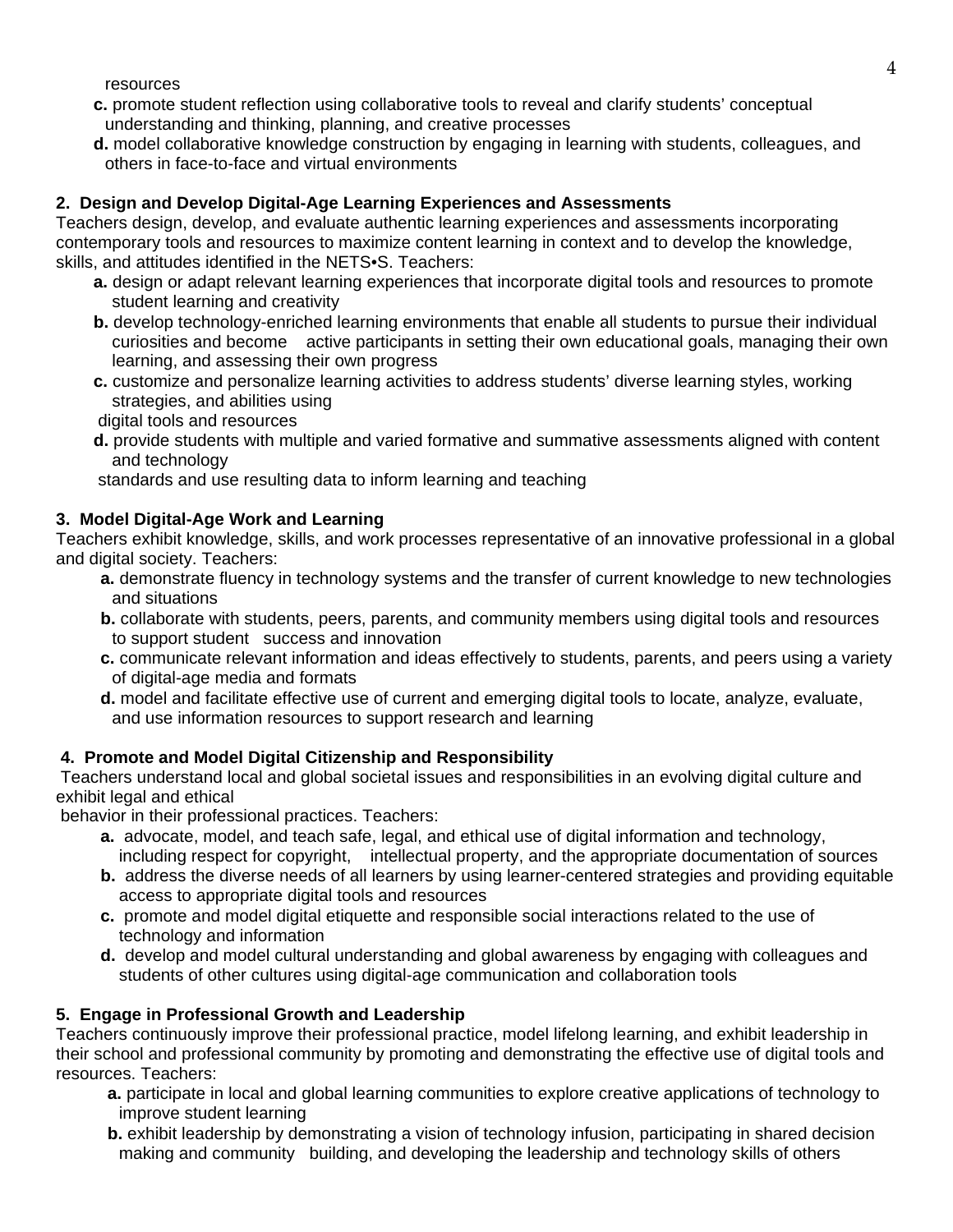resources

- **c.** promote student reflection using collaborative tools to reveal and clarify students' conceptual understanding and thinking, planning, and creative processes
- **d.** model collaborative knowledge construction by engaging in learning with students, colleagues, and others in face-to-face and virtual environments

**2. Design and Develop Digital-Age Learning Experiences and Assessments**

Teachers design, develop, and evaluate authentic learning experiences and assessments incorporating contemporary tools and resources to maximize content learning in context and to develop the knowledge, skills, and attitudes identified in the NETS•S. Teachers:

- **a.** design or adapt relevant learning experiences that incorporate digital tools and resources to promote student learning and creativity
- **b.** develop technology-enriched learning environments that enable all students to pursue their individual curiosities and become active participants in setting their own educational goals, managing their own learning, and assessing their own progress
- **c.** customize and personalize learning activities to address students' diverse learning styles, working strategies, and abilities using digital tools and resources
- **d.** provide students with multiple and varied formative and summative assessments aligned with content and technology standards and use resulting data to inform learning and teaching

**3. Model Digital-Age Work and Learning**

Teachers exhibit knowledge, skills, and work processes representative of an innovative professional in a global and digital society. Teachers:

- **a.** demonstrate fluency in technology systems and the transfer of current knowledge to new technologies and situations
- **b.** collaborate with students, peers, parents, and community members using digital tools and resources to support student success and innovation
- **c.** communicate relevant information and ideas effectively to students, parents, and peers using a variety of digital-age media and formats
- **d.** model and facilitate effective use of current and emerging digital tools to locate, analyze, evaluate, and use information resources to support research and learning

**4. Promote and Model Digital Citizenship and Responsibility**

Teachers understand local and global societal issues and responsibilities in an evolving digital culture and exhibit legal and ethical behavior in their professional practices. Teachers:

- **a.** advocate, model, and teach safe, legal, and ethical use of digital information and technology, including respect for copyright, intellectual property, and the appropriate documentation of sources
- **b.** address the diverse needs of all learners by using learner-centered strategies and providing equitable access to appropriate digital tools and resources
- **c.** promote and model digital etiquette and responsible social interactions related to the use of technology and information
- **d.** develop and model cultural understanding and global awareness by engaging with colleagues and students of other cultures using digital-age communication and collaboration tools

**5. Engage in Professional Growth and Leadership**

Teachers continuously improve their professional practice, model lifelong learning, and exhibit leadership in their school and professional community by promoting and demonstrating the effective use of digital tools and resources. Teachers:

- **a.** participate in local and global learning communities to explore creative applications of technology to improve student learning
- **b.** exhibit leadership by demonstrating a vision of technology infusion, participating in shared decision making and community building, and developing the leadership and technology skills of others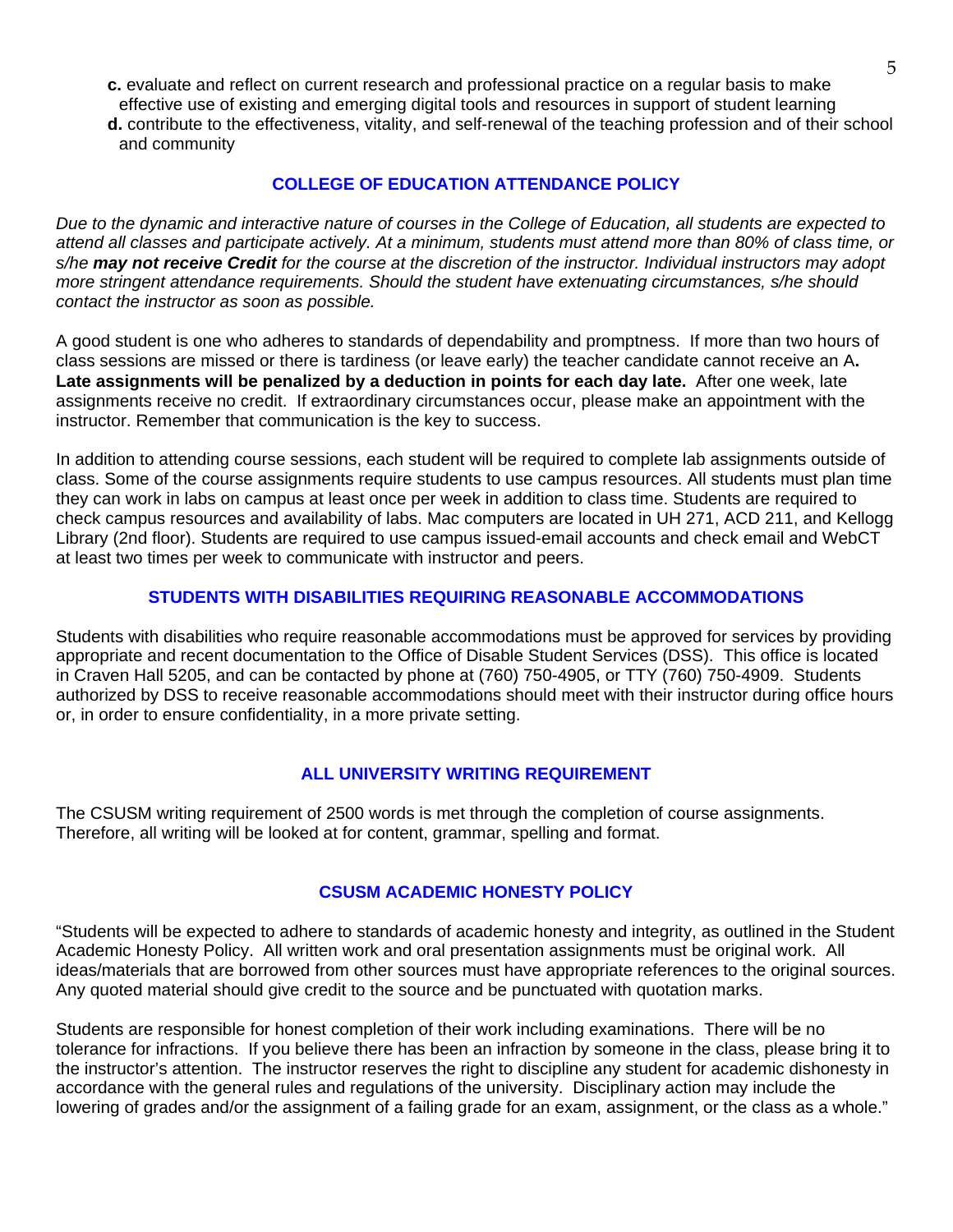**c.** evaluate and reflect on current research and professional practice on a regular basis to make effective use of existing and emerging digital tools and resources in support of student learning

**d.** contribute to the effectiveness, vitality, and self-renewal of the teaching profession and of their school and community

## COLLEGE OF EDUCATION ATTENDANCE POLICY

*Due to the dynamic and interactive nature of courses in the College of Education, all students are expected to attend all classes and participate actively. At a minimum, students must attend more than 80% of class time, or s/he* ***may not receive Credit*** *for the course at the discretion of the instructor. Individual instructors may adopt more stringent attendance requirements. Should the student have extenuating circumstances, s/he should contact the instructor as soon as possible.*

A good student is one who adheres to standards of dependability and promptness. If more than two hours of class sessions are missed or there is tardiness (or leave early) the teacher candidate cannot receive an A**. Late assignments will be penalized by a deduction in points for each day late.** After one week, late assignments receive no credit. If extraordinary circumstances occur, please make an appointment with the instructor. Remember that communication is the key to success.

In addition to attending course sessions, each student will be required to complete lab assignments outside of class. Some of the course assignments require students to use campus resources. All students must plan time they can work in labs on campus at least once per week in addition to class time. Students are required to check campus resources and availability of labs. Mac computers are located in UH 271, ACD 211, and Kellogg Library (2nd floor). Students are required to use campus issued-email accounts and check email and WebCT at least two times per week to communicate with instructor and peers.

## STUDENTS WITH DISABILITIES REQUIRING REASONABLE ACCOMMODATIONS

Students with disabilities who require reasonable accommodations must be approved for services by providing appropriate and recent documentation to the Office of Disable Student Services (DSS). This office is located in Craven Hall 5205, and can be contacted by phone at (760) 750-4905, or TTY (760) 750-4909. Students authorized by DSS to receive reasonable accommodations should meet with their instructor during office hours or, in order to ensure confidentiality, in a more private setting.

## ALL UNIVERSITY WRITING REQUIREMENT

The CSUSM writing requirement of 2500 words is met through the completion of course assignments. Therefore, all writing will be looked at for content, grammar, spelling and format.

## CSUSM ACADEMIC HONESTY POLICY

"Students will be expected to adhere to standards of academic honesty and integrity, as outlined in the Student Academic Honesty Policy. All written work and oral presentation assignments must be original work. All ideas/materials that are borrowed from other sources must have appropriate references to the original sources. Any quoted material should give credit to the source and be punctuated with quotation marks.

Students are responsible for honest completion of their work including examinations. There will be no tolerance for infractions. If you believe there has been an infraction by someone in the class, please bring it to the instructor's attention. The instructor reserves the right to discipline any student for academic dishonesty in accordance with the general rules and regulations of the university. Disciplinary action may include the lowering of grades and/or the assignment of a failing grade for an exam, assignment, or the class as a whole."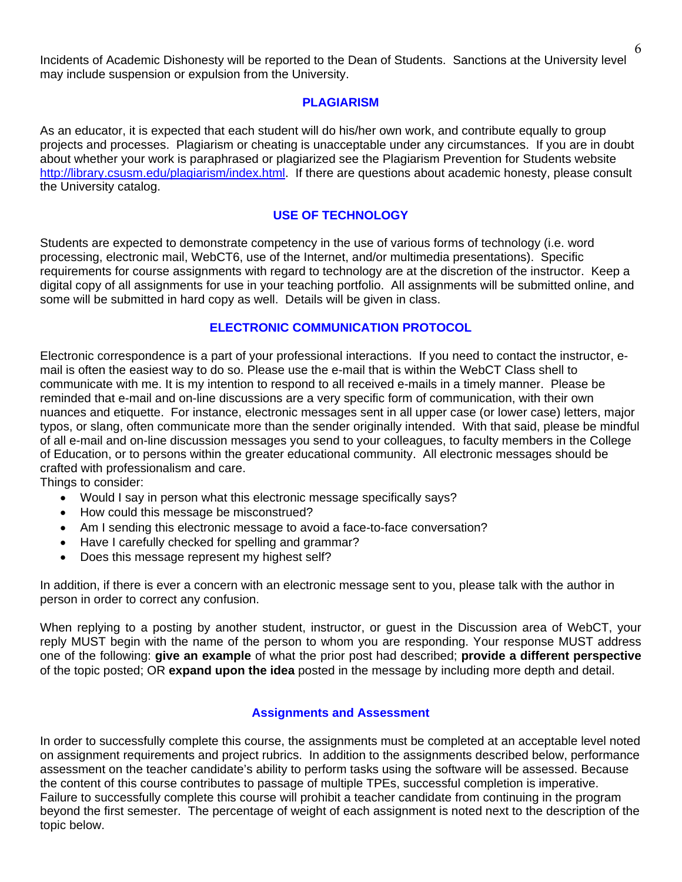Incidents of Academic Dishonesty will be reported to the Dean of Students. Sanctions at the University level may include suspension or expulsion from the University.

## PLAGIARISM

As an educator, it is expected that each student will do his/her own work, and contribute equally to group projects and processes. Plagiarism or cheating is unacceptable under any circumstances. If you are in doubt about whether your work is paraphrased or plagiarized see the Plagiarism Prevention for Students website http://library.csusm.edu/plagiarism/index.html. If there are questions about academic honesty, please consult the University catalog.

## USE OF TECHNOLOGY

Students are expected to demonstrate competency in the use of various forms of technology (i.e. word processing, electronic mail, WebCT6, use of the Internet, and/or multimedia presentations). Specific requirements for course assignments with regard to technology are at the discretion of the instructor. Keep a digital copy of all assignments for use in your teaching portfolio. All assignments will be submitted online, and some will be submitted in hard copy as well. Details will be given in class.

## ELECTRONIC COMMUNICATION PROTOCOL

Electronic correspondence is a part of your professional interactions. If you need to contact the instructor, e-mail is often the easiest way to do so. Please use the e-mail that is within the WebCT Class shell to communicate with me. It is my intention to respond to all received e-mails in a timely manner. Please be reminded that e-mail and on-line discussions are a very specific form of communication, with their own nuances and etiquette. For instance, electronic messages sent in all upper case (or lower case) letters, major typos, or slang, often communicate more than the sender originally intended. With that said, please be mindful of all e-mail and on-line discussion messages you send to your colleagues, to faculty members in the College of Education, or to persons within the greater educational community. All electronic messages should be crafted with professionalism and care.

Things to consider:

- Would I say in person what this electronic message specifically says?
- How could this message be misconstrued?
- Am I sending this electronic message to avoid a face-to-face conversation?
- Have I carefully checked for spelling and grammar?
- Does this message represent my highest self?

In addition, if there is ever a concern with an electronic message sent to you, please talk with the author in person in order to correct any confusion.

When replying to a posting by another student, instructor, or guest in the Discussion area of WebCT, your reply MUST begin with the name of the person to whom you are responding. Your response MUST address one of the following: **give an example** of what the prior post had described; **provide a different perspective** of the topic posted; OR **expand upon the idea** posted in the message by including more depth and detail.

## Assignments and Assessment

In order to successfully complete this course, the assignments must be completed at an acceptable level noted on assignment requirements and project rubrics. In addition to the assignments described below, performance assessment on the teacher candidate's ability to perform tasks using the software will be assessed. Because the content of this course contributes to passage of multiple TPEs, successful completion is imperative. Failure to successfully complete this course will prohibit a teacher candidate from continuing in the program beyond the first semester. The percentage of weight of each assignment is noted next to the description of the topic below.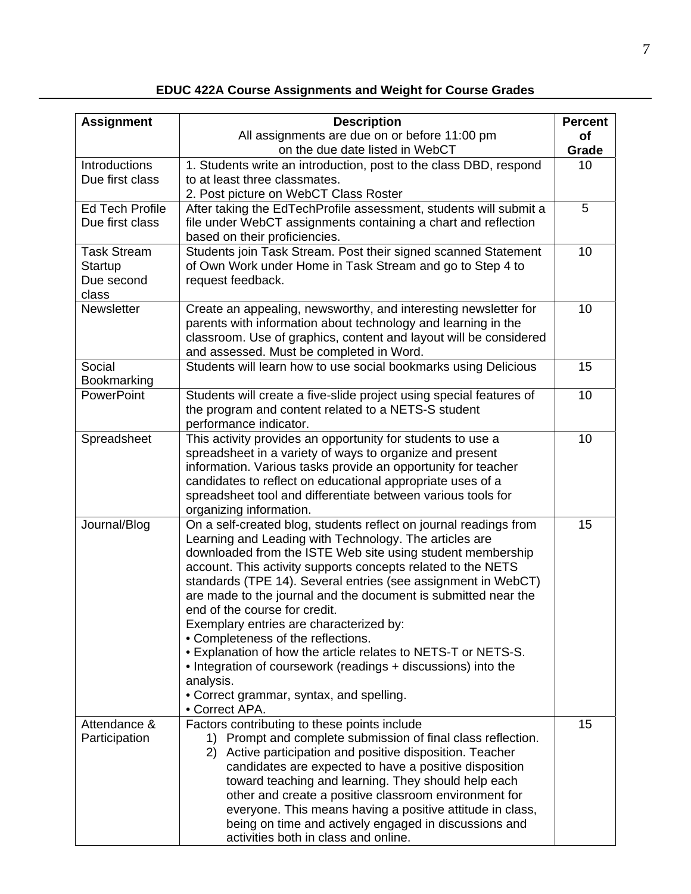**EDUC 422A Course Assignments and Weight for Course Grades**

| **Assignment** | **Description**<br>All assignments are due on or before 11:00 pm<br>on the due date listed in WebCT | **Percent of Grade** |
|---|---|---|
| Introductions<br>Due first class | 1. Students write an introduction, post to the class DBD, respond to at least three classmates.<br>2. Post picture on WebCT Class Roster | 10 |
| Ed Tech Profile<br>Due first class | After taking the EdTechProfile assessment, students will submit a file under WebCT assignments containing a chart and reflection based on their proficiencies. | 5 |
| Task Stream Startup<br>Due second class | Students join Task Stream. Post their signed scanned Statement of Own Work under Home in Task Stream and go to Step 4 to request feedback. | 10 |
| Newsletter | Create an appealing, newsworthy, and interesting newsletter for parents with information about technology and learning in the classroom. Use of graphics, content and layout will be considered and assessed. Must be completed in Word. | 10 |
| Social Bookmarking | Students will learn how to use social bookmarks using Delicious | 15 |
| PowerPoint | Students will create a five-slide project using special features of the program and content related to a NETS-S student performance indicator. | 10 |
| Spreadsheet | This activity provides an opportunity for students to use a spreadsheet in a variety of ways to organize and present information. Various tasks provide an opportunity for teacher candidates to reflect on educational appropriate uses of a spreadsheet tool and differentiate between various tools for organizing information. | 10 |
| Journal/Blog | On a self-created blog, students reflect on journal readings from Learning and Leading with Technology. The articles are downloaded from the ISTE Web site using student membership account. This activity supports concepts related to the NETS standards (TPE 14). Several entries (see assignment in WebCT) are made to the journal and the document is submitted near the end of the course for credit.<br>Exemplary entries are characterized by:<br>• Completeness of the reflections.<br>• Explanation of how the article relates to NETS-T or NETS-S.<br>• Integration of coursework (readings + discussions) into the analysis.<br>• Correct grammar, syntax, and spelling.<br>• Correct APA. | 15 |
| Attendance & Participation | Factors contributing to these points include<br>1) Prompt and complete submission of final class reflection.<br>2) Active participation and positive disposition. Teacher candidates are expected to have a positive disposition toward teaching and learning. They should help each other and create a positive classroom environment for everyone. This means having a positive attitude in class, being on time and actively engaged in discussions and activities both in class and online. | 15 |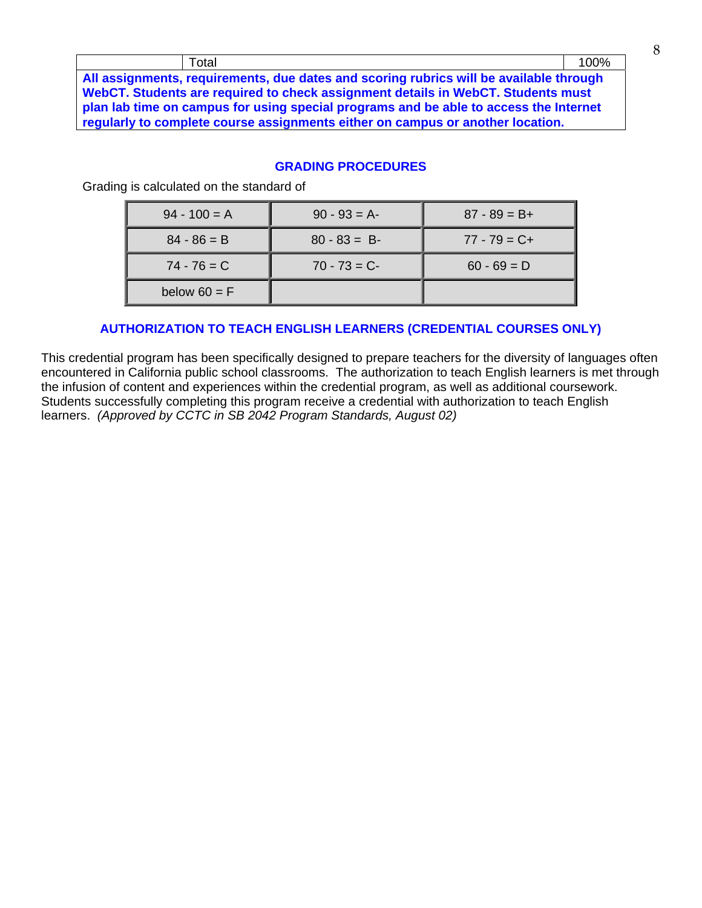| | Total | 100% |
|---|---|---|

**All assignments, requirements, due dates and scoring rubrics will be available through WebCT. Students are required to check assignment details in WebCT. Students must plan lab time on campus for using special programs and be able to access the Internet regularly to complete course assignments either on campus or another location.**

## GRADING PROCEDURES

Grading is calculated on the standard of

| | | |
|---|---|---|
| 94 - 100 = A | 90 - 93 = A- | 87 - 89 = B+ |
| 84 - 86 = B | 80 - 83 = B- | 77 - 79 = C+ |
| 74 - 76 = C | 70 - 73 = C- | 60 - 69 = D |
| below 60 = F | | |

## AUTHORIZATION TO TEACH ENGLISH LEARNERS (CREDENTIAL COURSES ONLY)

This credential program has been specifically designed to prepare teachers for the diversity of languages often encountered in California public school classrooms. The authorization to teach English learners is met through the infusion of content and experiences within the credential program, as well as additional coursework. Students successfully completing this program receive a credential with authorization to teach English learners. *(Approved by CCTC in SB 2042 Program Standards, August 02)*